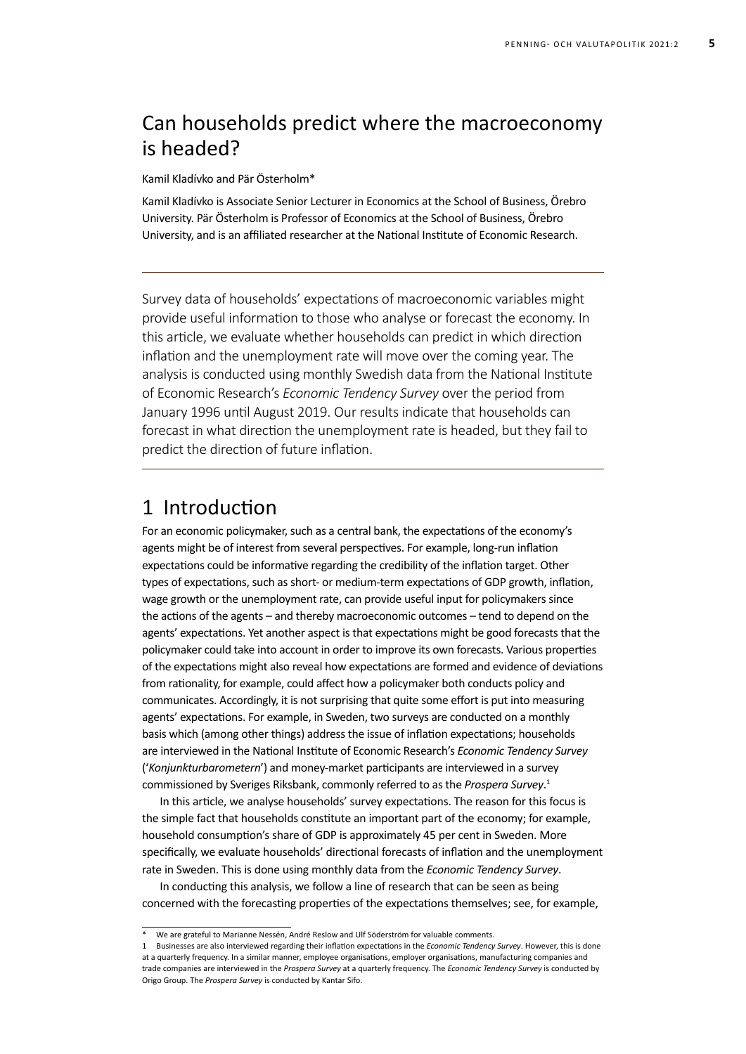# Can households predict where the macroeconomy is headed?

Kamil Kladívko and Pär Österholm*

Kamil Kladívko is Associate Senior Lecturer in Economics at the School of Business, Örebro University. Pär Österholm is Professor of Economics at the School of Business, Örebro University, and is an affiliated researcher at the National Institute of Economic Research.

---

Survey data of households' expectations of macroeconomic variables might provide useful information to those who analyse or forecast the economy. In this article, we evaluate whether households can predict in which direction inflation and the unemployment rate will move over the coming year. The analysis is conducted using monthly Swedish data from the National Institute of Economic Research's *Economic Tendency Survey* over the period from January 1996 until August 2019. Our results indicate that households can forecast in what direction the unemployment rate is headed, but they fail to predict the direction of future inflation.

---

## 1 Introduction

For an economic policymaker, such as a central bank, the expectations of the economy's agents might be of interest from several perspectives. For example, long-run inflation expectations could be informative regarding the credibility of the inflation target. Other types of expectations, such as short- or medium-term expectations of GDP growth, inflation, wage growth or the unemployment rate, can provide useful input for policymakers since the actions of the agents – and thereby macroeconomic outcomes – tend to depend on the agents' expectations. Yet another aspect is that expectations might be good forecasts that the policymaker could take into account in order to improve its own forecasts. Various properties of the expectations might also reveal how expectations are formed and evidence of deviations from rationality, for example, could affect how a policymaker both conducts policy and communicates. Accordingly, it is not surprising that quite some effort is put into measuring agents' expectations. For example, in Sweden, two surveys are conducted on a monthly basis which (among other things) address the issue of inflation expectations; households are interviewed in the National Institute of Economic Research's *Economic Tendency Survey* ('*Konjunkturbarometern*') and money-market participants are interviewed in a survey commissioned by Sveriges Riksbank, commonly referred to as the *Prospera Survey*.[1]

In this article, we analyse households' survey expectations. The reason for this focus is the simple fact that households constitute an important part of the economy; for example, household consumption's share of GDP is approximately 45 per cent in Sweden. More specifically, we evaluate households' directional forecasts of inflation and the unemployment rate in Sweden. This is done using monthly data from the *Economic Tendency Survey*.

In conducting this analysis, we follow a line of research that can be seen as being concerned with the forecasting properties of the expectations themselves; see, for example,

---

\* We are grateful to Marianne Nessén, André Reslow and Ulf Söderström for valuable comments.

1 Businesses are also interviewed regarding their inflation expectations in the *Economic Tendency Survey*. However, this is done at a quarterly frequency. In a similar manner, employee organisations, employer organisations, manufacturing companies and trade companies are interviewed in the *Prospera Survey* at a quarterly frequency. The *Economic Tendency Survey* is conducted by Origo Group. The *Prospera Survey* is conducted by Kantar Sifo.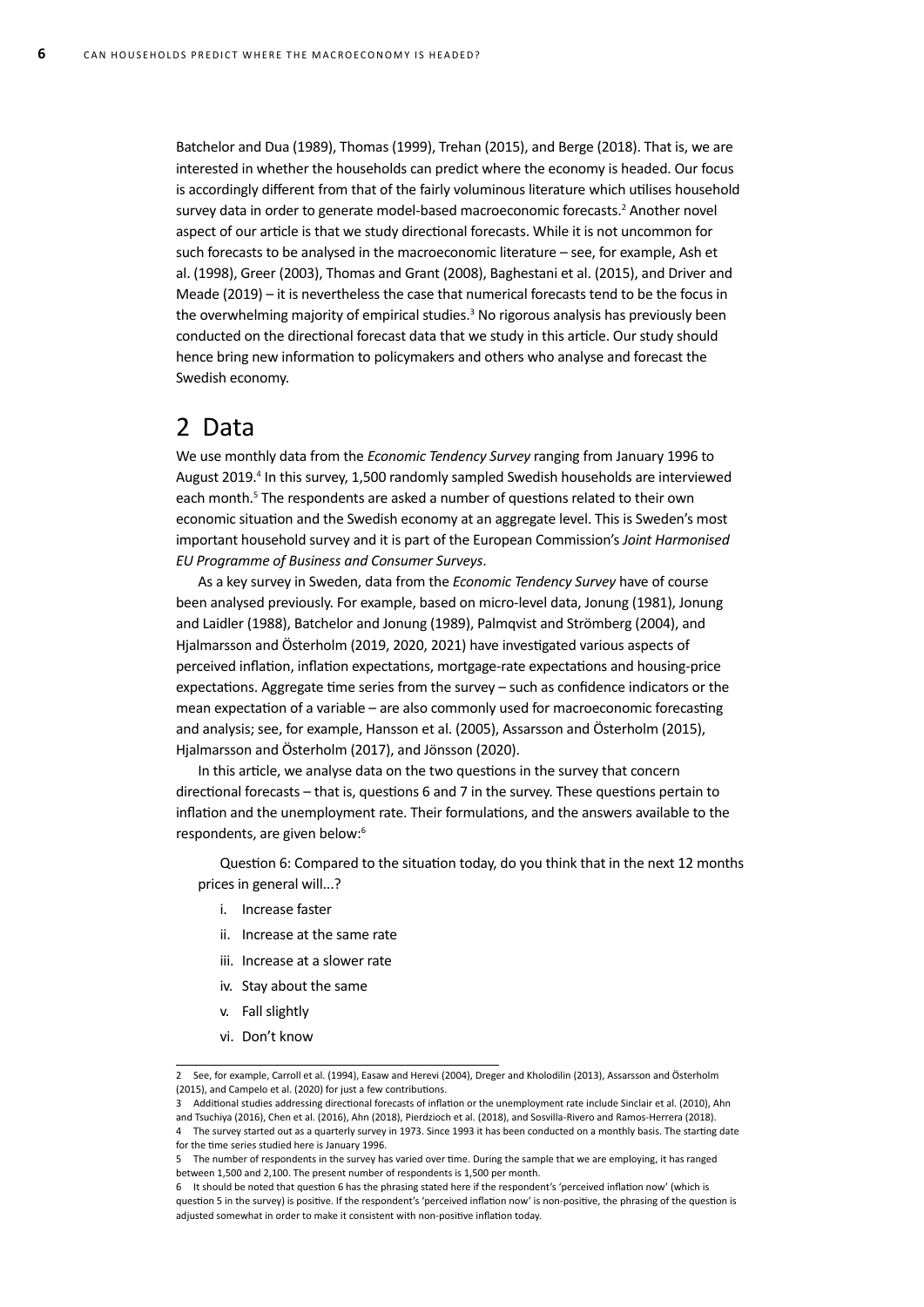Batchelor and Dua (1989), Thomas (1999), Trehan (2015), and Berge (2018). That is, we are interested in whether the households can predict where the economy is headed. Our focus is accordingly different from that of the fairly voluminous literature which utilises household survey data in order to generate model-based macroeconomic forecasts.[2] Another novel aspect of our article is that we study directional forecasts. While it is not uncommon for such forecasts to be analysed in the macroeconomic literature – see, for example, Ash et al. (1998), Greer (2003), Thomas and Grant (2008), Baghestani et al. (2015), and Driver and Meade (2019) – it is nevertheless the case that numerical forecasts tend to be the focus in the overwhelming majority of empirical studies.[3] No rigorous analysis has previously been conducted on the directional forecast data that we study in this article. Our study should hence bring new information to policymakers and others who analyse and forecast the Swedish economy.

# 2 Data

We use monthly data from the *Economic Tendency Survey* ranging from January 1996 to August 2019.[4] In this survey, 1,500 randomly sampled Swedish households are interviewed each month.[5] The respondents are asked a number of questions related to their own economic situation and the Swedish economy at an aggregate level. This is Sweden's most important household survey and it is part of the European Commission's *Joint Harmonised EU Programme of Business and Consumer Surveys*.

As a key survey in Sweden, data from the *Economic Tendency Survey* have of course been analysed previously. For example, based on micro-level data, Jonung (1981), Jonung and Laidler (1988), Batchelor and Jonung (1989), Palmqvist and Strömberg (2004), and Hjalmarsson and Österholm (2019, 2020, 2021) have investigated various aspects of perceived inflation, inflation expectations, mortgage-rate expectations and housing-price expectations. Aggregate time series from the survey – such as confidence indicators or the mean expectation of a variable – are also commonly used for macroeconomic forecasting and analysis; see, for example, Hansson et al. (2005), Assarsson and Österholm (2015), Hjalmarsson and Österholm (2017), and Jönsson (2020).

In this article, we analyse data on the two questions in the survey that concern directional forecasts – that is, questions 6 and 7 in the survey. These questions pertain to inflation and the unemployment rate. Their formulations, and the answers available to the respondents, are given below:[6]

Question 6: Compared to the situation today, do you think that in the next 12 months prices in general will...?

i. Increase faster
ii. Increase at the same rate
iii. Increase at a slower rate
iv. Stay about the same
v. Fall slightly
vi. Don't know

---

2 See, for example, Carroll et al. (1994), Easaw and Herevi (2004), Dreger and Kholodilin (2013), Assarsson and Österholm (2015), and Campelo et al. (2020) for just a few contributions.

3 Additional studies addressing directional forecasts of inflation or the unemployment rate include Sinclair et al. (2010), Ahn and Tsuchiya (2016), Chen et al. (2016), Ahn (2018), Pierdzioch et al. (2018), and Sosvilla-Rivero and Ramos-Herrera (2018).

4 The survey started out as a quarterly survey in 1973. Since 1993 it has been conducted on a monthly basis. The starting date for the time series studied here is January 1996.

5 The number of respondents in the survey has varied over time. During the sample that we are employing, it has ranged between 1,500 and 2,100. The present number of respondents is 1,500 per month.

6 It should be noted that question 6 has the phrasing stated here if the respondent's 'perceived inflation now' (which is question 5 in the survey) is positive. If the respondent's 'perceived inflation now' is non-positive, the phrasing of the question is adjusted somewhat in order to make it consistent with non-positive inflation today.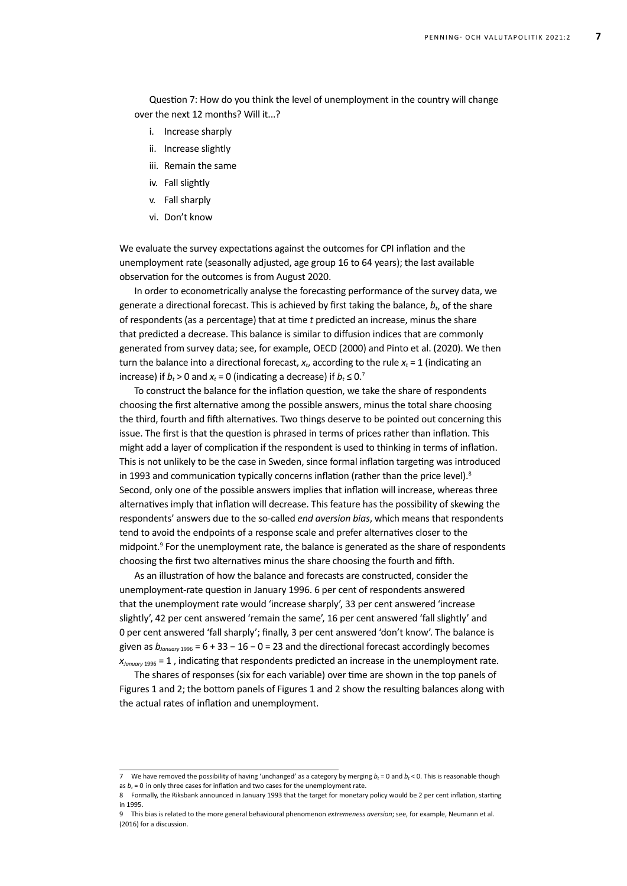Question 7: How do you think the level of unemployment in the country will change over the next 12 months? Will it...?

i. Increase sharply
ii. Increase slightly
iii. Remain the same
iv. Fall slightly
v. Fall sharply
vi. Don't know

We evaluate the survey expectations against the outcomes for CPI inflation and the unemployment rate (seasonally adjusted, age group 16 to 64 years); the last available observation for the outcomes is from August 2020.

In order to econometrically analyse the forecasting performance of the survey data, we generate a directional forecast. This is achieved by first taking the balance, $b_t$, of the share of respondents (as a percentage) that at time $t$ predicted an increase, minus the share that predicted a decrease. This balance is similar to diffusion indices that are commonly generated from survey data; see, for example, OECD (2000) and Pinto et al. (2020). We then turn the balance into a directional forecast, $x_t$, according to the rule $x_t = 1$ (indicating an increase) if $b_t > 0$ and $x_t = 0$ (indicating a decrease) if $b_t \leq 0$.[7]

To construct the balance for the inflation question, we take the share of respondents choosing the first alternative among the possible answers, minus the total share choosing the third, fourth and fifth alternatives. Two things deserve to be pointed out concerning this issue. The first is that the question is phrased in terms of prices rather than inflation. This might add a layer of complication if the respondent is used to thinking in terms of inflation. This is not unlikely to be the case in Sweden, since formal inflation targeting was introduced in 1993 and communication typically concerns inflation (rather than the price level).[8] Second, only one of the possible answers implies that inflation will increase, whereas three alternatives imply that inflation will decrease. This feature has the possibility of skewing the respondents' answers due to the so-called *end aversion bias*, which means that respondents tend to avoid the endpoints of a response scale and prefer alternatives closer to the midpoint.[9] For the unemployment rate, the balance is generated as the share of respondents choosing the first two alternatives minus the share choosing the fourth and fifth.

As an illustration of how the balance and forecasts are constructed, consider the unemployment-rate question in January 1996. 6 per cent of respondents answered that the unemployment rate would 'increase sharply', 33 per cent answered 'increase slightly', 42 per cent answered 'remain the same', 16 per cent answered 'fall slightly' and 0 per cent answered 'fall sharply'; finally, 3 per cent answered 'don't know'. The balance is given as $b_{January\ 1996} = 6 + 33 - 16 - 0 = 23$ and the directional forecast accordingly becomes $x_{January\ 1996} = 1$ , indicating that respondents predicted an increase in the unemployment rate.

The shares of responses (six for each variable) over time are shown in the top panels of Figures 1 and 2; the bottom panels of Figures 1 and 2 show the resulting balances along with the actual rates of inflation and unemployment.

---

7 We have removed the possibility of having 'unchanged' as a category by merging $b_t = 0$ and $b_t < 0$. This is reasonable though as $b_t = 0$ in only three cases for inflation and two cases for the unemployment rate.

8 Formally, the Riksbank announced in January 1993 that the target for monetary policy would be 2 per cent inflation, starting in 1995.

9 This bias is related to the more general behavioural phenomenon *extremeness aversion*; see, for example, Neumann et al. (2016) for a discussion.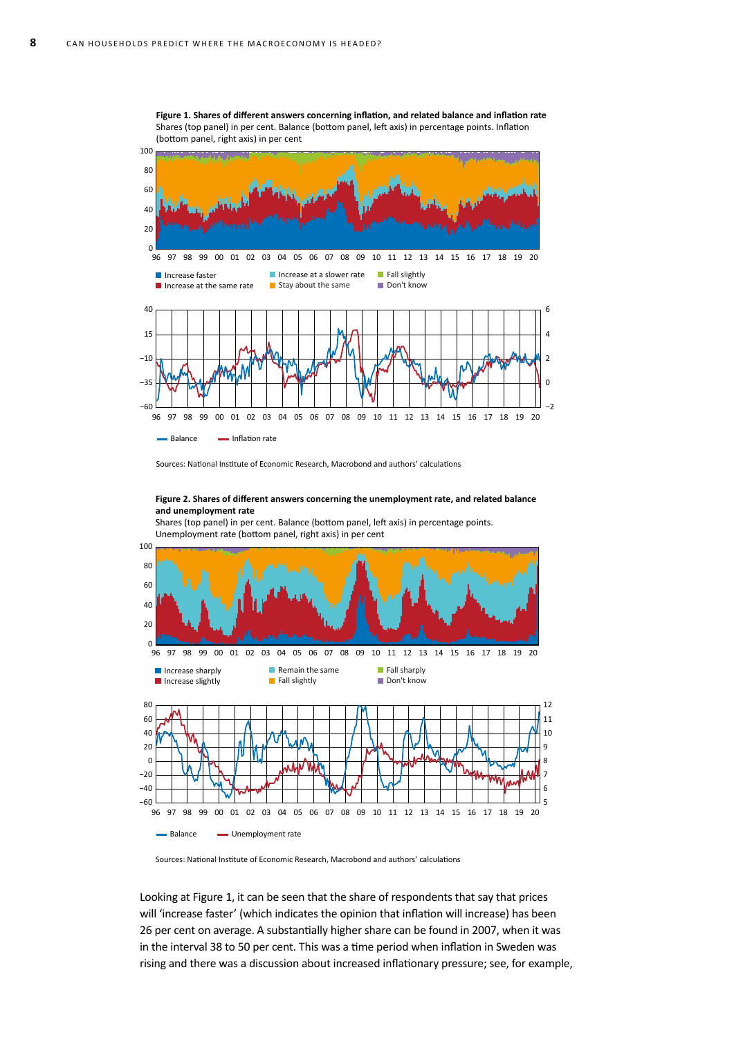**Figure 1. Shares of different answers concerning inflation, and related balance and inflation rate**
Shares (top panel) in per cent. Balance (bottom panel, left axis) in percentage points. Inflation (bottom panel, right axis) in per cent

Sources: National Institute of Economic Research, Macrobond and authors' calculations

**Figure 2. Shares of different answers concerning the unemployment rate, and related balance and unemployment rate**
Shares (top panel) in per cent. Balance (bottom panel, left axis) in percentage points. Unemployment rate (bottom panel, right axis) in per cent

Sources: National Institute of Economic Research, Macrobond and authors' calculations

Looking at Figure 1, it can be seen that the share of respondents that say that prices will 'increase faster' (which indicates the opinion that inflation will increase) has been 26 per cent on average. A substantially higher share can be found in 2007, when it was in the interval 38 to 50 per cent. This was a time period when inflation in Sweden was rising and there was a discussion about increased inflationary pressure; see, for example,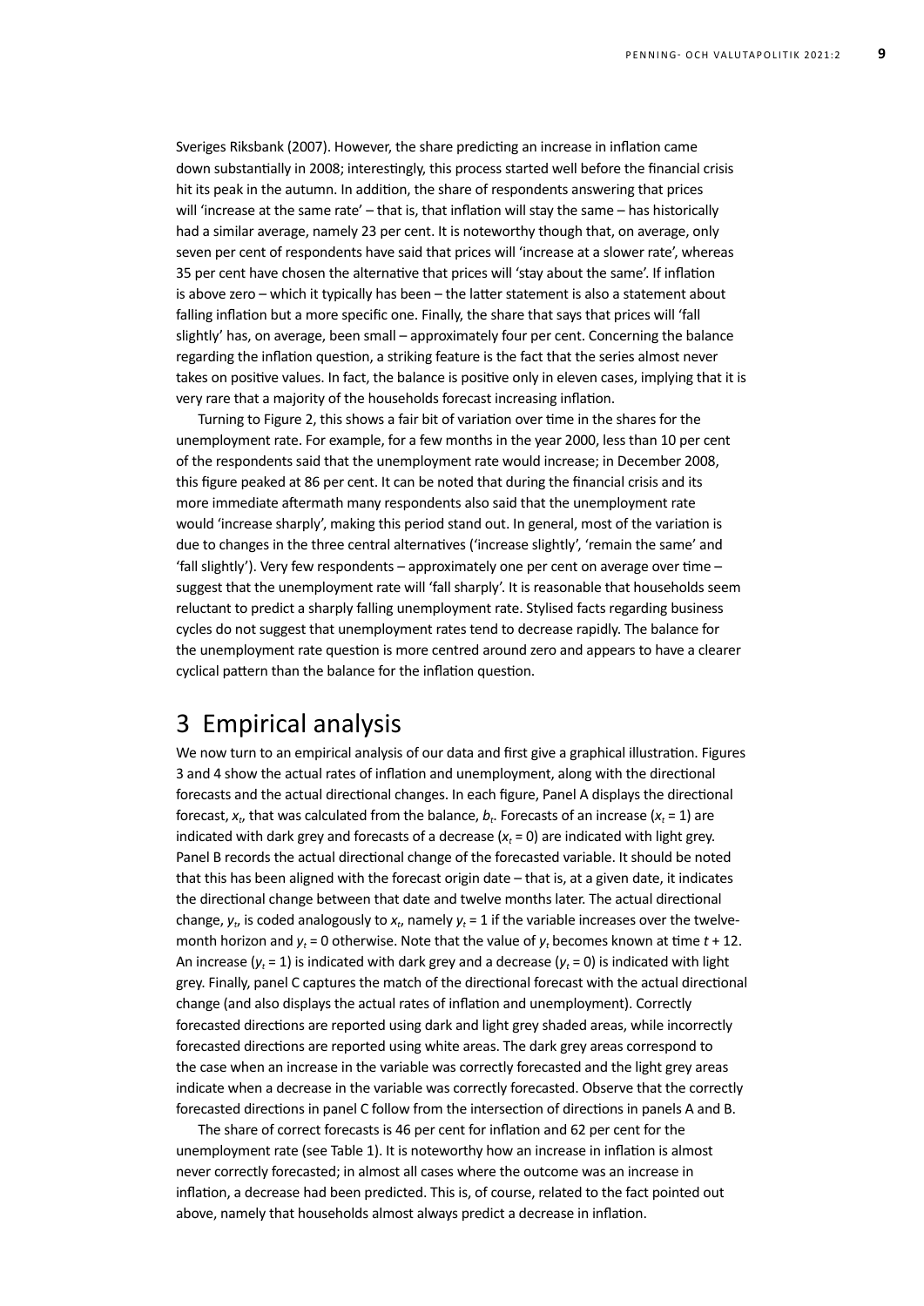Sveriges Riksbank (2007). However, the share predicting an increase in inflation came down substantially in 2008; interestingly, this process started well before the financial crisis hit its peak in the autumn. In addition, the share of respondents answering that prices will 'increase at the same rate' – that is, that inflation will stay the same – has historically had a similar average, namely 23 per cent. It is noteworthy though that, on average, only seven per cent of respondents have said that prices will 'increase at a slower rate', whereas 35 per cent have chosen the alternative that prices will 'stay about the same'. If inflation is above zero – which it typically has been – the latter statement is also a statement about falling inflation but a more specific one. Finally, the share that says that prices will 'fall slightly' has, on average, been small – approximately four per cent. Concerning the balance regarding the inflation question, a striking feature is the fact that the series almost never takes on positive values. In fact, the balance is positive only in eleven cases, implying that it is very rare that a majority of the households forecast increasing inflation.

Turning to Figure 2, this shows a fair bit of variation over time in the shares for the unemployment rate. For example, for a few months in the year 2000, less than 10 per cent of the respondents said that the unemployment rate would increase; in December 2008, this figure peaked at 86 per cent. It can be noted that during the financial crisis and its more immediate aftermath many respondents also said that the unemployment rate would 'increase sharply', making this period stand out. In general, most of the variation is due to changes in the three central alternatives ('increase slightly', 'remain the same' and 'fall slightly'). Very few respondents – approximately one per cent on average over time – suggest that the unemployment rate will 'fall sharply'. It is reasonable that households seem reluctant to predict a sharply falling unemployment rate. Stylised facts regarding business cycles do not suggest that unemployment rates tend to decrease rapidly. The balance for the unemployment rate question is more centred around zero and appears to have a clearer cyclical pattern than the balance for the inflation question.

# 3 Empirical analysis

We now turn to an empirical analysis of our data and first give a graphical illustration. Figures 3 and 4 show the actual rates of inflation and unemployment, along with the directional forecasts and the actual directional changes. In each figure, Panel A displays the directional forecast, $x_t$, that was calculated from the balance, $b_t$. Forecasts of an increase ($x_t = 1$) are indicated with dark grey and forecasts of a decrease ($x_t = 0$) are indicated with light grey. Panel B records the actual directional change of the forecasted variable. It should be noted that this has been aligned with the forecast origin date – that is, at a given date, it indicates the directional change between that date and twelve months later. The actual directional change, $y_t$, is coded analogously to $x_t$, namely $y_t = 1$ if the variable increases over the twelve-month horizon and $y_t = 0$ otherwise. Note that the value of $y_t$ becomes known at time $t + 12$. An increase ($y_t = 1$) is indicated with dark grey and a decrease ($y_t = 0$) is indicated with light grey. Finally, panel C captures the match of the directional forecast with the actual directional change (and also displays the actual rates of inflation and unemployment). Correctly forecasted directions are reported using dark and light grey shaded areas, while incorrectly forecasted directions are reported using white areas. The dark grey areas correspond to the case when an increase in the variable was correctly forecasted and the light grey areas indicate when a decrease in the variable was correctly forecasted. Observe that the correctly forecasted directions in panel C follow from the intersection of directions in panels A and B.

The share of correct forecasts is 46 per cent for inflation and 62 per cent for the unemployment rate (see Table 1). It is noteworthy how an increase in inflation is almost never correctly forecasted; in almost all cases where the outcome was an increase in inflation, a decrease had been predicted. This is, of course, related to the fact pointed out above, namely that households almost always predict a decrease in inflation.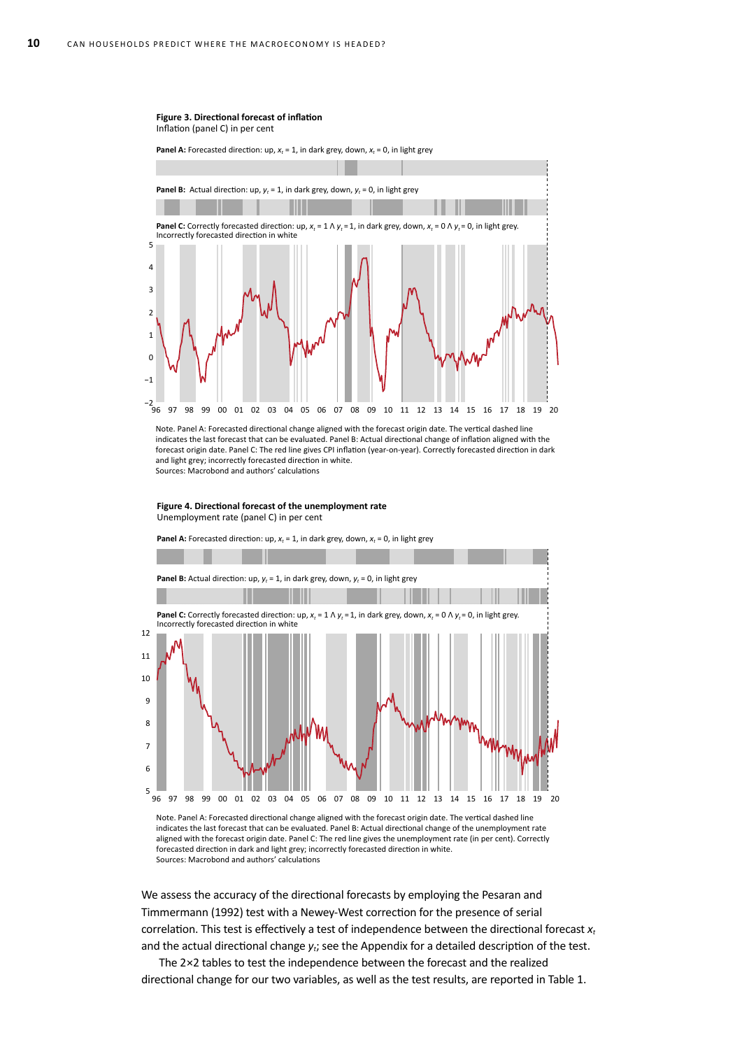**Figure 3. Directional forecast of inflation**
Inflation (panel C) in per cent

**Panel A:** Forecasted direction: up, $x_t = 1$, in dark grey, down, $x_t = 0$, in light grey

**Panel B:** Actual direction: up, $y_t = 1$, in dark grey, down, $y_t = 0$, in light grey

**Panel C:** Correctly forecasted direction: up, $x_t = 1 \land y_t = 1$, in dark grey, down, $x_t = 0 \land y_t = 0$, in light grey. Incorrectly forecasted direction in white

Note. Panel A: Forecasted directional change aligned with the forecast origin date. The vertical dashed line indicates the last forecast that can be evaluated. Panel B: Actual directional change of inflation aligned with the forecast origin date. Panel C: The red line gives CPI inflation (year-on-year). Correctly forecasted direction in dark and light grey; incorrectly forecasted direction in white.
Sources: Macrobond and authors' calculations

**Figure 4. Directional forecast of the unemployment rate**
Unemployment rate (panel C) in per cent

**Panel A:** Forecasted direction: up, $x_t = 1$, in dark grey, down, $x_t = 0$, in light grey

**Panel B:** Actual direction: up, $y_t = 1$, in dark grey, down, $y_t = 0$, in light grey

**Panel C:** Correctly forecasted direction: up, $x_t = 1 \land y_t = 1$, in dark grey, down, $x_t = 0 \land y_t = 0$, in light grey. Incorrectly forecasted direction in white

Note. Panel A: Forecasted directional change aligned with the forecast origin date. The vertical dashed line indicates the last forecast that can be evaluated. Panel B: Actual directional change of the unemployment rate aligned with the forecast origin date. Panel C: The red line gives the unemployment rate (in per cent). Correctly forecasted direction in dark and light grey; incorrectly forecasted direction in white.
Sources: Macrobond and authors' calculations

We assess the accuracy of the directional forecasts by employing the Pesaran and Timmermann (1992) test with a Newey-West correction for the presence of serial correlation. This test is effectively a test of independence between the directional forecast $x_t$ and the actual directional change $y_t$; see the Appendix for a detailed description of the test.

The 2×2 tables to test the independence between the forecast and the realized directional change for our two variables, as well as the test results, are reported in Table 1.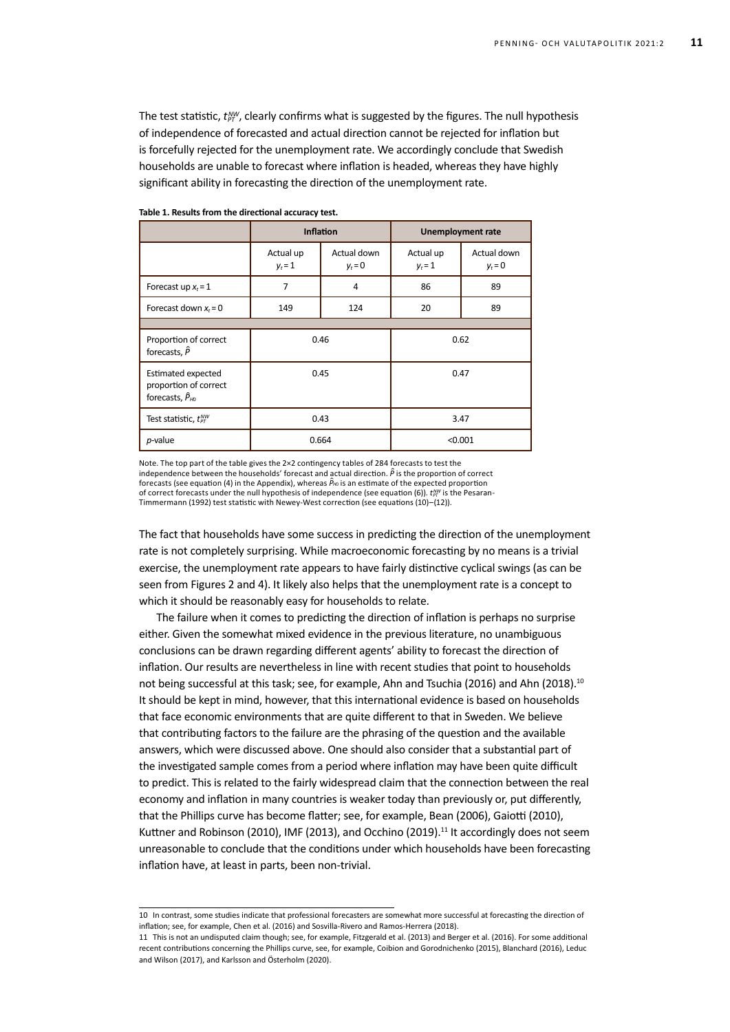The test statistic, $t_{PT}^{NW}$, clearly confirms what is suggested by the figures. The null hypothesis of independence of forecasted and actual direction cannot be rejected for inflation but is forcefully rejected for the unemployment rate. We accordingly conclude that Swedish households are unable to forecast where inflation is headed, whereas they have highly significant ability in forecasting the direction of the unemployment rate.

**Table 1. Results from the directional accuracy test.**

| | Inflation | | Unemployment rate | |
|---|---|---|---|---|
| | Actual up $y_t = 1$ | Actual down $y_t = 0$ | Actual up $y_t = 1$ | Actual down $y_t = 0$ |
| Forecast up $x_t = 1$ | 7 | 4 | 86 | 89 |
| Forecast down $x_t = 0$ | 149 | 124 | 20 | 89 |
| | | | | |
| Proportion of correct forecasts, $\hat{P}$ | 0.46 | | 0.62 | |
| Estimated expected proportion of correct forecasts, $\hat{P}_{H0}$ | 0.45 | | 0.47 | |
| Test statistic, $t_{PT}^{NW}$ | 0.43 | | 3.47 | |
| *p*-value | 0.664 | | <0.001 | |

Note. The top part of the table gives the 2×2 contingency tables of 284 forecasts to test the independence between the households' forecast and actual direction. $\hat{P}$ is the proportion of correct forecasts (see equation (4) in the Appendix), whereas $\hat{P}_{H0}$ is an estimate of the expected proportion of correct forecasts under the null hypothesis of independence (see equation (6)). $t_{PT}^{NW}$ is the Pesaran-Timmermann (1992) test statistic with Newey-West correction (see equations (10)–(12)).

The fact that households have some success in predicting the direction of the unemployment rate is not completely surprising. While macroeconomic forecasting by no means is a trivial exercise, the unemployment rate appears to have fairly distinctive cyclical swings (as can be seen from Figures 2 and 4). It likely also helps that the unemployment rate is a concept to which it should be reasonably easy for households to relate.

The failure when it comes to predicting the direction of inflation is perhaps no surprise either. Given the somewhat mixed evidence in the previous literature, no unambiguous conclusions can be drawn regarding different agents' ability to forecast the direction of inflation. Our results are nevertheless in line with recent studies that point to households not being successful at this task; see, for example, Ahn and Tsuchia (2016) and Ahn (2018).[10] It should be kept in mind, however, that this international evidence is based on households that face economic environments that are quite different to that in Sweden. We believe that contributing factors to the failure are the phrasing of the question and the available answers, which were discussed above. One should also consider that a substantial part of the investigated sample comes from a period where inflation may have been quite difficult to predict. This is related to the fairly widespread claim that the connection between the real economy and inflation in many countries is weaker today than previously or, put differently, that the Phillips curve has become flatter; see, for example, Bean (2006), Gaiotti (2010), Kuttner and Robinson (2010), IMF (2013), and Occhino (2019).[11] It accordingly does not seem unreasonable to conclude that the conditions under which households have been forecasting inflation have, at least in parts, been non-trivial.

---

10 In contrast, some studies indicate that professional forecasters are somewhat more successful at forecasting the direction of inflation; see, for example, Chen et al. (2016) and Sosvilla-Rivero and Ramos-Herrera (2018).

11 This is not an undisputed claim though; see, for example, Fitzgerald et al. (2013) and Berger et al. (2016). For some additional recent contributions concerning the Phillips curve, see, for example, Coibion and Gorodnichenko (2015), Blanchard (2016), Leduc and Wilson (2017), and Karlsson and Österholm (2020).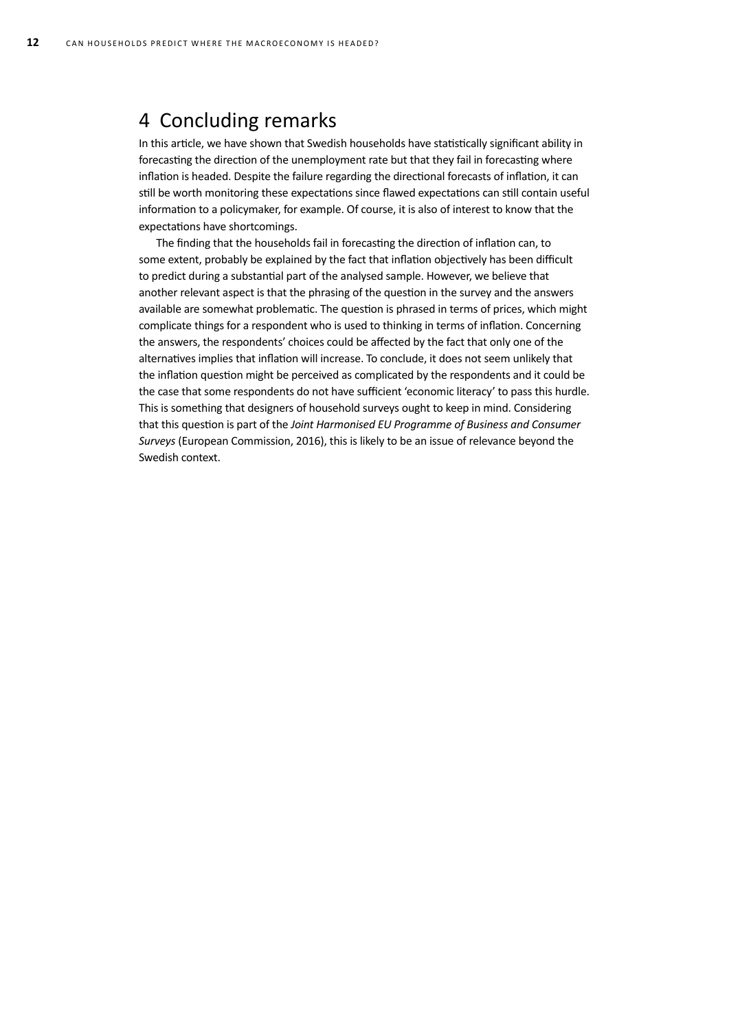# 4 Concluding remarks

In this article, we have shown that Swedish households have statistically significant ability in forecasting the direction of the unemployment rate but that they fail in forecasting where inflation is headed. Despite the failure regarding the directional forecasts of inflation, it can still be worth monitoring these expectations since flawed expectations can still contain useful information to a policymaker, for example. Of course, it is also of interest to know that the expectations have shortcomings.

The finding that the households fail in forecasting the direction of inflation can, to some extent, probably be explained by the fact that inflation objectively has been difficult to predict during a substantial part of the analysed sample. However, we believe that another relevant aspect is that the phrasing of the question in the survey and the answers available are somewhat problematic. The question is phrased in terms of prices, which might complicate things for a respondent who is used to thinking in terms of inflation. Concerning the answers, the respondents' choices could be affected by the fact that only one of the alternatives implies that inflation will increase. To conclude, it does not seem unlikely that the inflation question might be perceived as complicated by the respondents and it could be the case that some respondents do not have sufficient 'economic literacy' to pass this hurdle. This is something that designers of household surveys ought to keep in mind. Considering that this question is part of the *Joint Harmonised EU Programme of Business and Consumer Surveys* (European Commission, 2016), this is likely to be an issue of relevance beyond the Swedish context.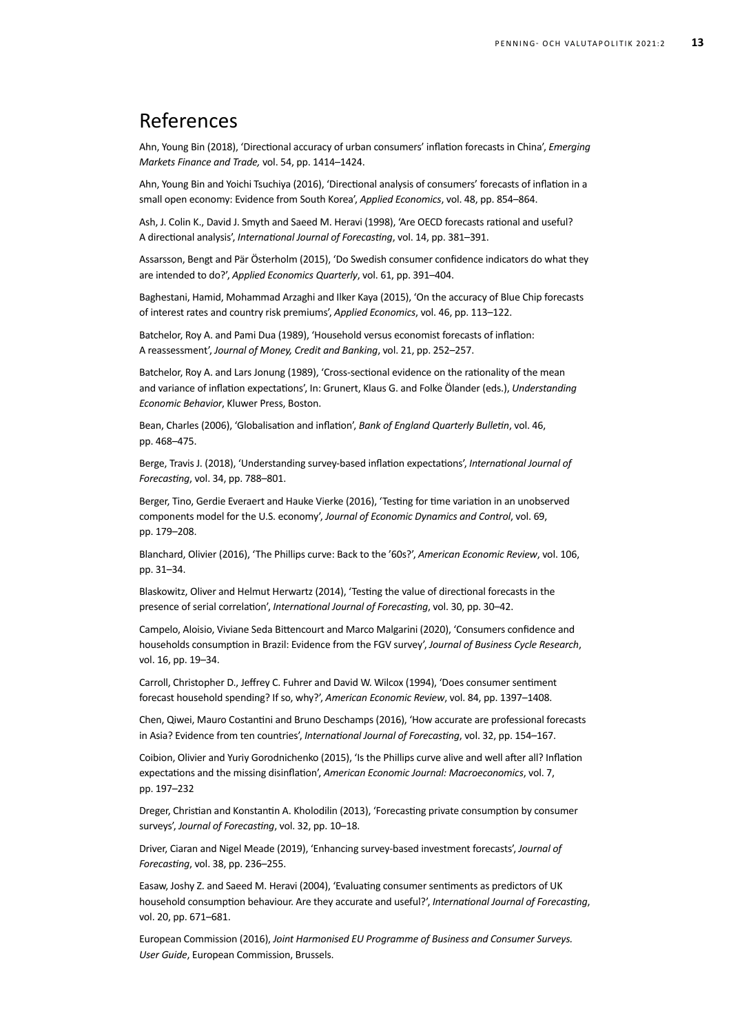# References

Ahn, Young Bin (2018), 'Directional accuracy of urban consumers' inflation forecasts in China', *Emerging Markets Finance and Trade,* vol. 54, pp. 1414–1424.

Ahn, Young Bin and Yoichi Tsuchiya (2016), 'Directional analysis of consumers' forecasts of inflation in a small open economy: Evidence from South Korea', *Applied Economics*, vol. 48, pp. 854–864.

Ash, J. Colin K., David J. Smyth and Saeed M. Heravi (1998), 'Are OECD forecasts rational and useful? A directional analysis', *International Journal of Forecasting*, vol. 14, pp. 381–391.

Assarsson, Bengt and Pär Österholm (2015), 'Do Swedish consumer confidence indicators do what they are intended to do?', *Applied Economics Quarterly*, vol. 61, pp. 391–404.

Baghestani, Hamid, Mohammad Arzaghi and Ilker Kaya (2015), 'On the accuracy of Blue Chip forecasts of interest rates and country risk premiums', *Applied Economics*, vol. 46, pp. 113–122.

Batchelor, Roy A. and Pami Dua (1989), 'Household versus economist forecasts of inflation: A reassessment', *Journal of Money, Credit and Banking*, vol. 21, pp. 252–257.

Batchelor, Roy A. and Lars Jonung (1989), 'Cross-sectional evidence on the rationality of the mean and variance of inflation expectations', In: Grunert, Klaus G. and Folke Ölander (eds.), *Understanding Economic Behavior*, Kluwer Press, Boston.

Bean, Charles (2006), 'Globalisation and inflation', *Bank of England Quarterly Bulletin*, vol. 46, pp. 468–475.

Berge, Travis J. (2018), 'Understanding survey-based inflation expectations', *International Journal of Forecasting*, vol. 34, pp. 788–801.

Berger, Tino, Gerdie Everaert and Hauke Vierke (2016), 'Testing for time variation in an unobserved components model for the U.S. economy', *Journal of Economic Dynamics and Control*, vol. 69, pp. 179–208.

Blanchard, Olivier (2016), 'The Phillips curve: Back to the '60s?', *American Economic Review*, vol. 106, pp. 31–34.

Blaskowitz, Oliver and Helmut Herwartz (2014), 'Testing the value of directional forecasts in the presence of serial correlation', *International Journal of Forecasting*, vol. 30, pp. 30–42.

Campelo, Aloisio, Viviane Seda Bittencourt and Marco Malgarini (2020), 'Consumers confidence and households consumption in Brazil: Evidence from the FGV survey', *Journal of Business Cycle Research*, vol. 16, pp. 19–34.

Carroll, Christopher D., Jeffrey C. Fuhrer and David W. Wilcox (1994), 'Does consumer sentiment forecast household spending? If so, why?', *American Economic Review*, vol. 84, pp. 1397–1408.

Chen, Qiwei, Mauro Costantini and Bruno Deschamps (2016), 'How accurate are professional forecasts in Asia? Evidence from ten countries', *International Journal of Forecasting*, vol. 32, pp. 154–167.

Coibion, Olivier and Yuriy Gorodnichenko (2015), 'Is the Phillips curve alive and well after all? Inflation expectations and the missing disinflation', *American Economic Journal: Macroeconomics*, vol. 7, pp. 197–232

Dreger, Christian and Konstantin A. Kholodilin (2013), 'Forecasting private consumption by consumer surveys', *Journal of Forecasting*, vol. 32, pp. 10–18.

Driver, Ciaran and Nigel Meade (2019), 'Enhancing survey-based investment forecasts', *Journal of Forecasting*, vol. 38, pp. 236–255.

Easaw, Joshy Z. and Saeed M. Heravi (2004), 'Evaluating consumer sentiments as predictors of UK household consumption behaviour. Are they accurate and useful?', *International Journal of Forecasting*, vol. 20, pp. 671–681.

European Commission (2016), *Joint Harmonised EU Programme of Business and Consumer Surveys. User Guide*, European Commission, Brussels.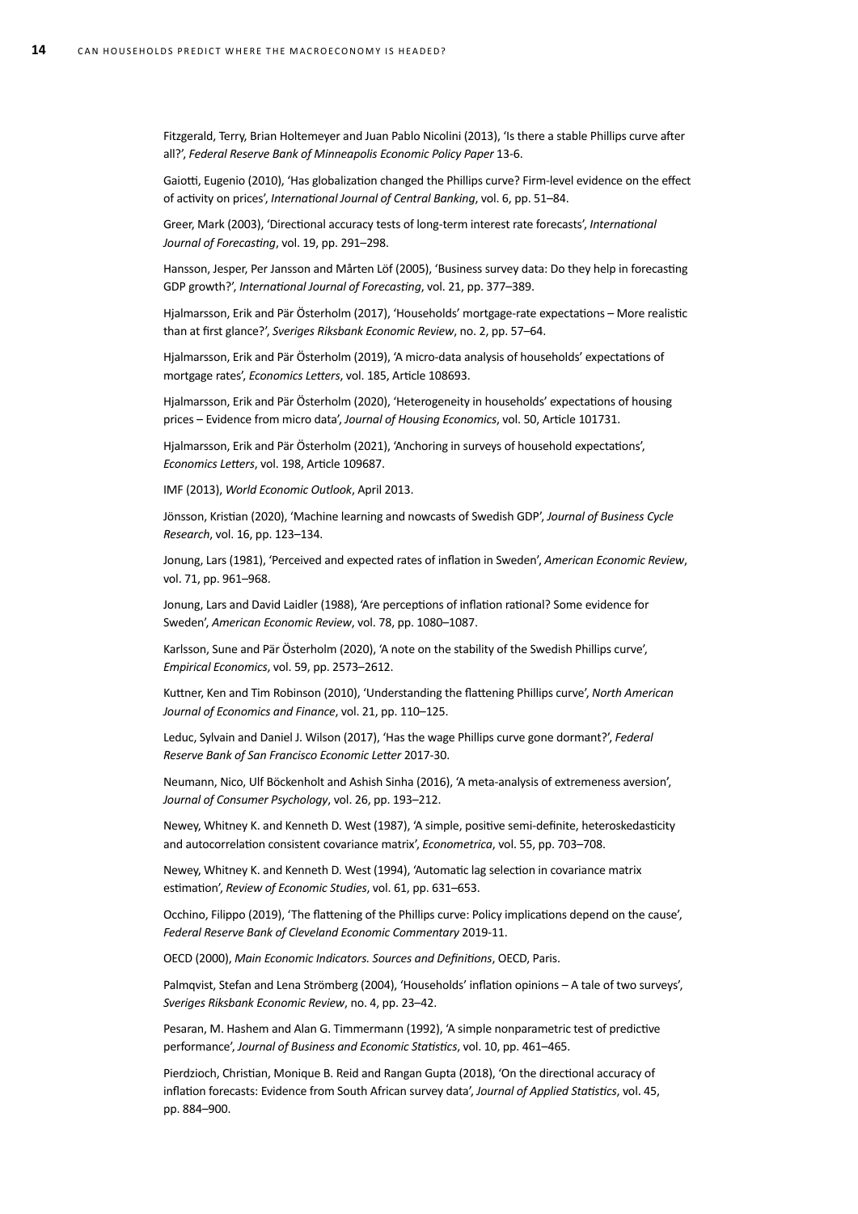Fitzgerald, Terry, Brian Holtemeyer and Juan Pablo Nicolini (2013), 'Is there a stable Phillips curve after all?', *Federal Reserve Bank of Minneapolis Economic Policy Paper* 13-6.

Gaiotti, Eugenio (2010), 'Has globalization changed the Phillips curve? Firm-level evidence on the effect of activity on prices', *International Journal of Central Banking*, vol. 6, pp. 51–84.

Greer, Mark (2003), 'Directional accuracy tests of long-term interest rate forecasts', *International Journal of Forecasting*, vol. 19, pp. 291–298.

Hansson, Jesper, Per Jansson and Mårten Löf (2005), 'Business survey data: Do they help in forecasting GDP growth?', *International Journal of Forecasting*, vol. 21, pp. 377–389.

Hjalmarsson, Erik and Pär Österholm (2017), 'Households' mortgage-rate expectations – More realistic than at first glance?', *Sveriges Riksbank Economic Review*, no. 2, pp. 57–64.

Hjalmarsson, Erik and Pär Österholm (2019), 'A micro-data analysis of households' expectations of mortgage rates', *Economics Letters*, vol. 185, Article 108693.

Hjalmarsson, Erik and Pär Österholm (2020), 'Heterogeneity in households' expectations of housing prices – Evidence from micro data', *Journal of Housing Economics*, vol. 50, Article 101731.

Hjalmarsson, Erik and Pär Österholm (2021), 'Anchoring in surveys of household expectations', *Economics Letters*, vol. 198, Article 109687.

IMF (2013), *World Economic Outlook*, April 2013.

Jönsson, Kristian (2020), 'Machine learning and nowcasts of Swedish GDP', *Journal of Business Cycle Research*, vol. 16, pp. 123–134.

Jonung, Lars (1981), 'Perceived and expected rates of inflation in Sweden', *American Economic Review*, vol. 71, pp. 961–968.

Jonung, Lars and David Laidler (1988), 'Are perceptions of inflation rational? Some evidence for Sweden', *American Economic Review*, vol. 78, pp. 1080–1087.

Karlsson, Sune and Pär Österholm (2020), 'A note on the stability of the Swedish Phillips curve', *Empirical Economics*, vol. 59, pp. 2573–2612.

Kuttner, Ken and Tim Robinson (2010), 'Understanding the flattening Phillips curve', *North American Journal of Economics and Finance*, vol. 21, pp. 110–125.

Leduc, Sylvain and Daniel J. Wilson (2017), 'Has the wage Phillips curve gone dormant?', *Federal Reserve Bank of San Francisco Economic Letter* 2017-30.

Neumann, Nico, Ulf Böckenholt and Ashish Sinha (2016), 'A meta-analysis of extremeness aversion', *Journal of Consumer Psychology*, vol. 26, pp. 193–212.

Newey, Whitney K. and Kenneth D. West (1987), 'A simple, positive semi-definite, heteroskedasticity and autocorrelation consistent covariance matrix', *Econometrica*, vol. 55, pp. 703–708.

Newey, Whitney K. and Kenneth D. West (1994), 'Automatic lag selection in covariance matrix estimation', *Review of Economic Studies*, vol. 61, pp. 631–653.

Occhino, Filippo (2019), 'The flattening of the Phillips curve: Policy implications depend on the cause', *Federal Reserve Bank of Cleveland Economic Commentary* 2019-11.

OECD (2000), *Main Economic Indicators. Sources and Definitions*, OECD, Paris.

Palmqvist, Stefan and Lena Strömberg (2004), 'Households' inflation opinions – A tale of two surveys', *Sveriges Riksbank Economic Review*, no. 4, pp. 23–42.

Pesaran, M. Hashem and Alan G. Timmermann (1992), 'A simple nonparametric test of predictive performance', *Journal of Business and Economic Statistics*, vol. 10, pp. 461–465.

Pierdzioch, Christian, Monique B. Reid and Rangan Gupta (2018), 'On the directional accuracy of inflation forecasts: Evidence from South African survey data', *Journal of Applied Statistics*, vol. 45, pp. 884–900.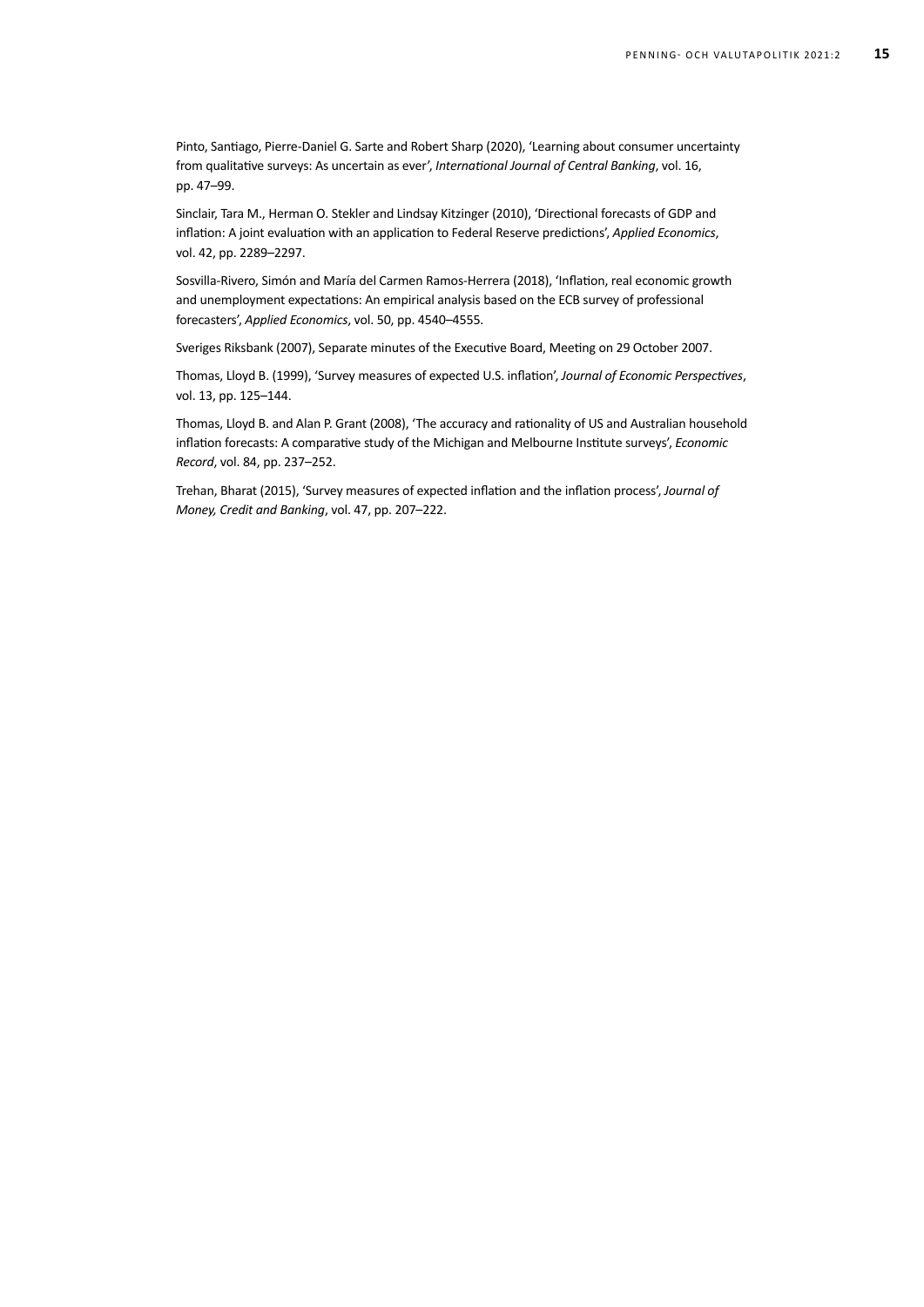Pinto, Santiago, Pierre-Daniel G. Sarte and Robert Sharp (2020), 'Learning about consumer uncertainty from qualitative surveys: As uncertain as ever', *International Journal of Central Banking*, vol. 16, pp. 47–99.

Sinclair, Tara M., Herman O. Stekler and Lindsay Kitzinger (2010), 'Directional forecasts of GDP and inflation: A joint evaluation with an application to Federal Reserve predictions', *Applied Economics*, vol. 42, pp. 2289–2297.

Sosvilla-Rivero, Simón and María del Carmen Ramos-Herrera (2018), 'Inflation, real economic growth and unemployment expectations: An empirical analysis based on the ECB survey of professional forecasters', *Applied Economics*, vol. 50, pp. 4540–4555.

Sveriges Riksbank (2007), Separate minutes of the Executive Board, Meeting on 29 October 2007.

Thomas, Lloyd B. (1999), 'Survey measures of expected U.S. inflation', *Journal of Economic Perspectives*, vol. 13, pp. 125–144.

Thomas, Lloyd B. and Alan P. Grant (2008), 'The accuracy and rationality of US and Australian household inflation forecasts: A comparative study of the Michigan and Melbourne Institute surveys', *Economic Record*, vol. 84, pp. 237–252.

Trehan, Bharat (2015), 'Survey measures of expected inflation and the inflation process', *Journal of Money, Credit and Banking*, vol. 47, pp. 207–222.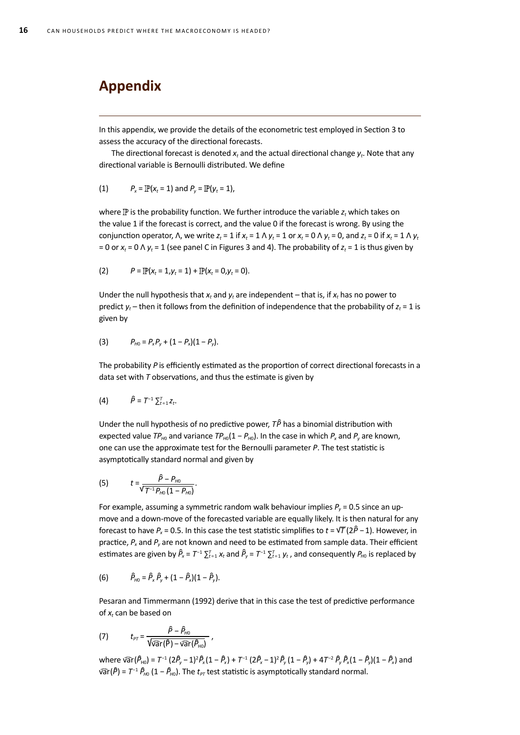# Appendix

In this appendix, we provide the details of the econometric test employed in Section 3 to assess the accuracy of the directional forecasts.

The directional forecast is denoted $x_t$ and the actual directional change $y_t$. Note that any directional variable is Bernoulli distributed. We define

$$(1) \qquad P_x = \mathbb{P}(x_t = 1) \text{ and } P_y = \mathbb{P}(y_t = 1),$$

where $\mathbb{P}$ is the probability function. We further introduce the variable $z_t$ which takes on the value 1 if the forecast is correct, and the value 0 if the forecast is wrong. By using the conjunction operator, $\wedge$, we write $z_t = 1$ if $x_t = 1 \wedge y_t = 1$ or $x_t = 0 \wedge y_t = 0$, and $z_t = 0$ if $x_t = 1 \wedge y_t = 0$ or $x_t = 0 \wedge y_t = 1$ (see panel C in Figures 3 and 4). The probability of $z_t = 1$ is thus given by

$$(2) \qquad P = \mathbb{P}(x_t = 1, y_t = 1) + \mathbb{P}(x_t = 0, y_t = 0).$$

Under the null hypothesis that $x_t$ and $y_t$ are independent – that is, if $x_t$ has no power to predict $y_t$ – then it follows from the definition of independence that the probability of $z_t = 1$ is given by

$$(3) \qquad P_{H0} = P_x P_y + (1 - P_x)(1 - P_y).$$

The probability $P$ is efficiently estimated as the proportion of correct directional forecasts in a data set with $T$ observations, and thus the estimate is given by

$$(4) \qquad \hat{P} = T^{-1} \textstyle\sum_{t=1}^{T} z_t.$$

Under the null hypothesis of no predictive power, $T\hat{P}$ has a binomial distribution with expected value $TP_{H0}$ and variance $TP_{H0}(1 - P_{H0})$. In the case in which $P_x$ and $P_y$ are known, one can use the approximate test for the Bernoulli parameter $P$. The test statistic is asymptotically standard normal and given by

$$(5) \qquad t = \frac{\hat{P} - P_{H0}}{\sqrt{T^{-1} P_{H0}(1 - P_{H0})}}.$$

For example, assuming a symmetric random walk behaviour implies $P_y = 0.5$ since an up-move and a down-move of the forecasted variable are equally likely. It is then natural for any forecast to have $P_x = 0.5$. In this case the test statistic simplifies to $t = \sqrt{T}(2\hat{P} - 1)$. However, in practice, $P_x$ and $P_y$ are not known and need to be estimated from sample data. Their efficient estimates are given by $\hat{P}_x = T^{-1} \sum_{t=1}^{T} x_t$ and $\hat{P}_y = T^{-1} \sum_{t=1}^{T} y_t$, and consequently $P_{H0}$ is replaced by

$$(6) \qquad \hat{P}_{H0} = \hat{P}_x \hat{P}_y + (1 - \hat{P}_x)(1 - \hat{P}_y).$$

Pesaran and Timmermann (1992) derive that in this case the test of predictive performance of $x_t$ can be based on

$$(7) \qquad t_{PT} = \frac{\hat{P} - \hat{P}_{H0}}{\sqrt{\widehat{\text{var}}(\hat{P}) - \widehat{\text{var}}(\hat{P}_{H0})}},$$

where $\widehat{\text{var}}(\hat{P}_{H0}) = T^{-1}(2\hat{P}_y - 1)^2 \hat{P}_x(1 - \hat{P}_x) + T^{-1}(2\hat{P}_x - 1)^2 \hat{P}_y(1 - \hat{P}_y) + 4T^{-2} \hat{P}_y \hat{P}_x(1 - \hat{P}_y)(1 - \hat{P}_x)$ and $\widehat{\text{var}}(\hat{P}) = T^{-1} \hat{P}_{H0}(1 - \hat{P}_{H0})$. The $t_{PT}$ test statistic is asymptotically standard normal.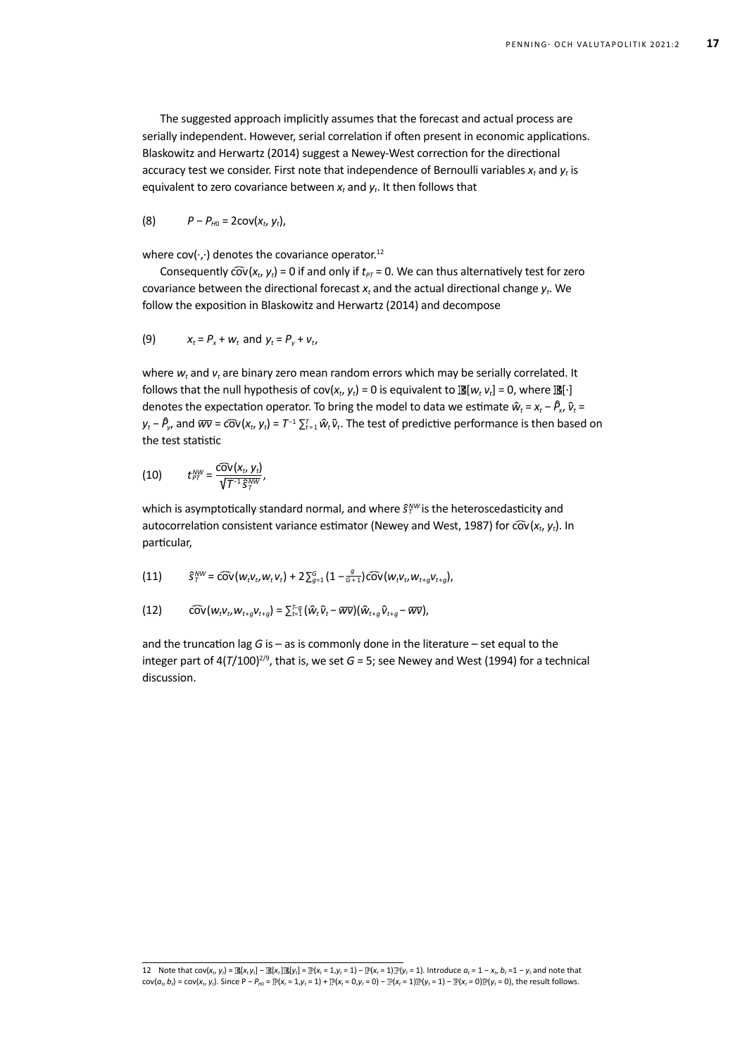The suggested approach implicitly assumes that the forecast and actual process are serially independent. However, serial correlation if often present in economic applications. Blaskowitz and Herwartz (2014) suggest a Newey-West correction for the directional accuracy test we consider. First note that independence of Bernoulli variables $x_t$ and $y_t$ is equivalent to zero covariance between $x_t$ and $y_t$. It then follows that

$$(8) \qquad P - P_{H0} = 2\text{cov}(x_t, y_t),$$

where cov(·,·) denotes the covariance operator.[12]

Consequently $\widehat{\text{cov}}(x_t, y_t) = 0$ if and only if $t_{PT} = 0$. We can thus alternatively test for zero covariance between the directional forecast $x_t$ and the actual directional change $y_t$. We follow the exposition in Blaskowitz and Herwartz (2014) and decompose

$$(9) \qquad x_t = P_x + w_t \text{ and } y_t = P_y + v_t,$$

where $w_t$ and $v_t$ are binary zero mean random errors which may be serially correlated. It follows that the null hypothesis of $\text{cov}(x_t, y_t) = 0$ is equivalent to $\mathbb{E}[w_t v_t] = 0$, where $\mathbb{E}[\cdot]$ denotes the expectation operator. To bring the model to data we estimate $\hat{w}_t = x_t - \hat{P}_x$, $\hat{v}_t = y_t - \hat{P}_y$, and $\overline{wv} = \widehat{\text{cov}}(x_t, y_t) = T^{-1} \sum_{t=1}^{T} \hat{w}_t \hat{v}_t$. The test of predictive performance is then based on the test statistic

$$(10) \qquad t_{PT}^{NW} = \frac{\widehat{\text{cov}}(x_t, y_t)}{\sqrt{T^{-1} \hat{s}_T^{NW}}},$$

which is asymptotically standard normal, and where $\hat{s}_T^{NW}$ is the heteroscedasticity and autocorrelation consistent variance estimator (Newey and West, 1987) for $\widehat{\text{cov}}(x_t, y_t)$. In particular,

$$(11) \qquad \hat{s}_T^{NW} = \widehat{\text{cov}}(w_t v_t, w_t v_t) + 2\sum_{g=1}^{G} \left(1 - \tfrac{g}{G+1}\right) \widehat{\text{cov}}(w_t v_t, w_{t+g} v_{t+g}),$$

$$(12) \qquad \widehat{\text{cov}}(w_t v_t, w_{t+g} v_{t+g}) = \sum_{t=1}^{T-g} (\hat{w}_t \hat{v}_t - \overline{wv})(\hat{w}_{t+g} \hat{v}_{t+g} - \overline{wv}),$$

and the truncation lag $G$ is – as is commonly done in the literature – set equal to the integer part of $4(T/100)^{2/9}$, that is, we set $G = 5$; see Newey and West (1994) for a technical discussion.

---

12 Note that $\text{cov}(x_t, y_t) = \mathbb{E}[x_t y_t] - \mathbb{E}[x_t]\mathbb{E}[y_t] = \mathbb{P}(x_t = 1, y_t = 1) - \mathbb{P}(x_t = 1)\mathbb{P}(y_t = 1)$. Introduce $a_t = 1 - x_t$, $b_t = 1 - y_t$ and note that $\text{cov}(a_t, b_t) = \text{cov}(x_t, y_t)$. Since $P - P_{H0} = \mathbb{P}(x_t = 1, y_t = 1) + \mathbb{P}(x_t = 0, y_t = 0) - \mathbb{P}(x_t = 1)\mathbb{P}(y_t = 1) - \mathbb{P}(x_t = 0)\mathbb{P}(y_t = 0)$, the result follows.